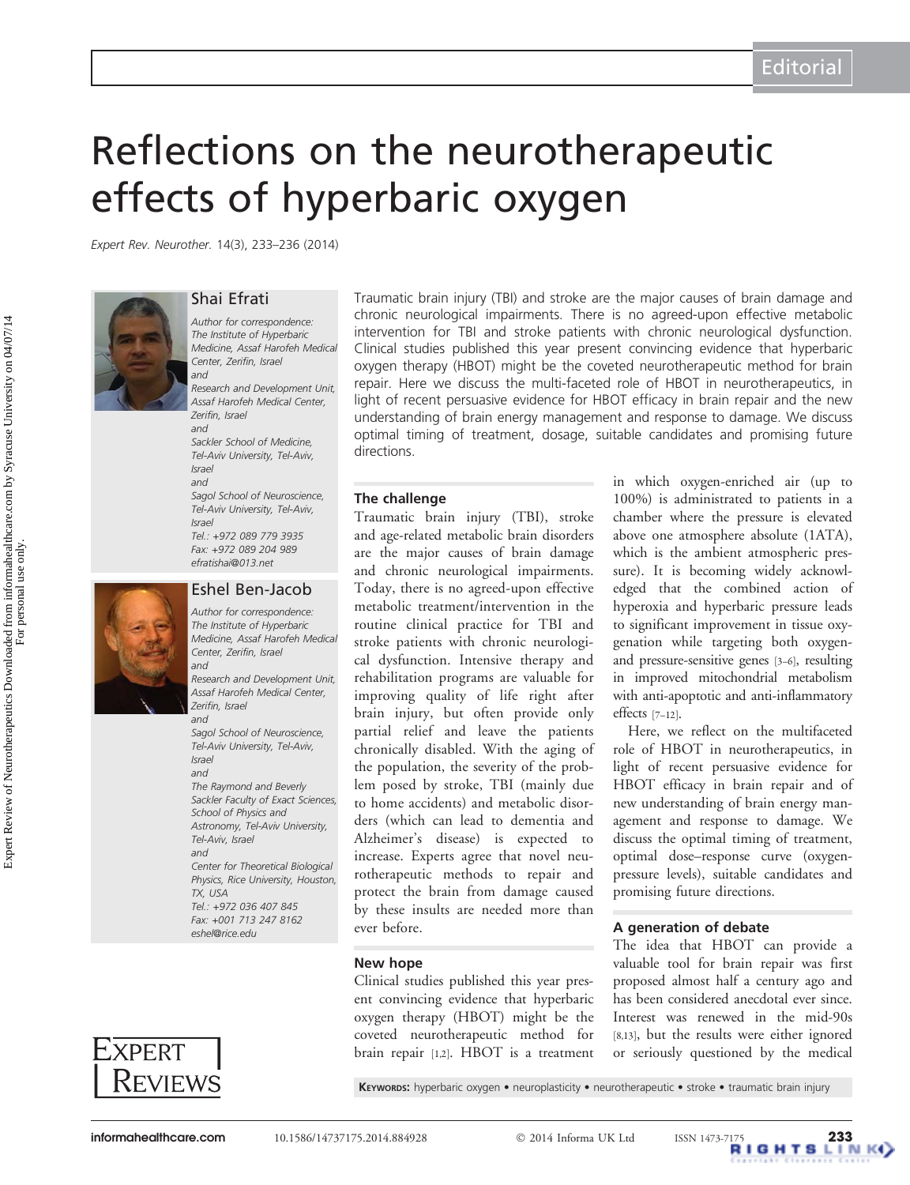Editorial

# Reflections on the neurotherapeutic effects of hyperbaric oxygen

*Expert Rev. Neurother.* 14(3), 233–236 (2014)

**Shai Efrati**

*Author for correspondence:*
*The Institute of Hyperbaric Medicine, Assaf Harofeh Medical Center, Zerifin, Israel*
*and*
*Research and Development Unit, Assaf Harofeh Medical Center, Zerifin, Israel*
*and*
*Sackler School of Medicine, Tel-Aviv University, Tel-Aviv, Israel*
*and*
*Sagol School of Neuroscience, Tel-Aviv University, Tel-Aviv, Israel*
*Tel.: +972 089 779 3935*
*Fax: +972 089 204 989*
*efratishai@013.net*

**Eshel Ben-Jacob**

*Author for correspondence:*
*The Institute of Hyperbaric Medicine, Assaf Harofeh Medical Center, Zerifin, Israel*
*and*
*Research and Development Unit, Assaf Harofeh Medical Center, Zerifin, Israel*
*and*
*Sagol School of Neuroscience, Tel-Aviv University, Tel-Aviv, Israel*
*and*
*The Raymond and Beverly Sackler Faculty of Exact Sciences, School of Physics and Astronomy, Tel-Aviv University, Tel-Aviv, Israel*
*and*
*Center for Theoretical Biological Physics, Rice University, Houston, TX, USA*
*Tel.: +972 036 407 845*
*Fax: +001 713 247 8162*
*eshel@rice.edu*

Traumatic brain injury (TBI) and stroke are the major causes of brain damage and chronic neurological impairments. There is no agreed-upon effective metabolic intervention for TBI and stroke patients with chronic neurological dysfunction. Clinical studies published this year present convincing evidence that hyperbaric oxygen therapy (HBOT) might be the coveted neurotherapeutic method for brain repair. Here we discuss the multi-faceted role of HBOT in neurotherapeutics, in light of recent persuasive evidence for HBOT efficacy in brain repair and the new understanding of brain energy management and response to damage. We discuss optimal timing of treatment, dosage, suitable candidates and promising future directions.

## The challenge

Traumatic brain injury (TBI), stroke and age-related metabolic brain disorders are the major causes of brain damage and chronic neurological impairments. Today, there is no agreed-upon effective metabolic treatment/intervention in the routine clinical practice for TBI and stroke patients with chronic neurological dysfunction. Intensive therapy and rehabilitation programs are valuable for improving quality of life right after brain injury, but often provide only partial relief and leave the patients chronically disabled. With the aging of the population, the severity of the problem posed by stroke, TBI (mainly due to home accidents) and metabolic disorders (which can lead to dementia and Alzheimer's disease) is expected to increase. Experts agree that novel neurotherapeutic methods to repair and protect the brain from damage caused by these insults are needed more than ever before.

## New hope

Clinical studies published this year present convincing evidence that hyperbaric oxygen therapy (HBOT) might be the coveted neurotherapeutic method for brain repair [1,2]. HBOT is a treatment in which oxygen-enriched air (up to 100%) is administrated to patients in a chamber where the pressure is elevated above one atmosphere absolute (1ATA), which is the ambient atmospheric pressure). It is becoming widely acknowledged that the combined action of hyperoxia and hyperbaric pressure leads to significant improvement in tissue oxygenation while targeting both oxygen- and pressure-sensitive genes [3–6], resulting in improved mitochondrial metabolism with anti-apoptotic and anti-inflammatory effects [7–12].

Here, we reflect on the multifaceted role of HBOT in neurotherapeutics, in light of recent persuasive evidence for HBOT efficacy in brain repair and of new understanding of brain energy management and response to damage. We discuss the optimal timing of treatment, optimal dose–response curve (oxygen-pressure levels), suitable candidates and promising future directions.

## A generation of debate

The idea that HBOT can provide a valuable tool for brain repair was first proposed almost half a century ago and has been considered anecdotal ever since. Interest was renewed in the mid-90s [8,13], but the results were either ignored or seriously questioned by the medical

**Keywords:** hyperbaric oxygen • neuroplasticity • neurotherapeutic • stroke • traumatic brain injury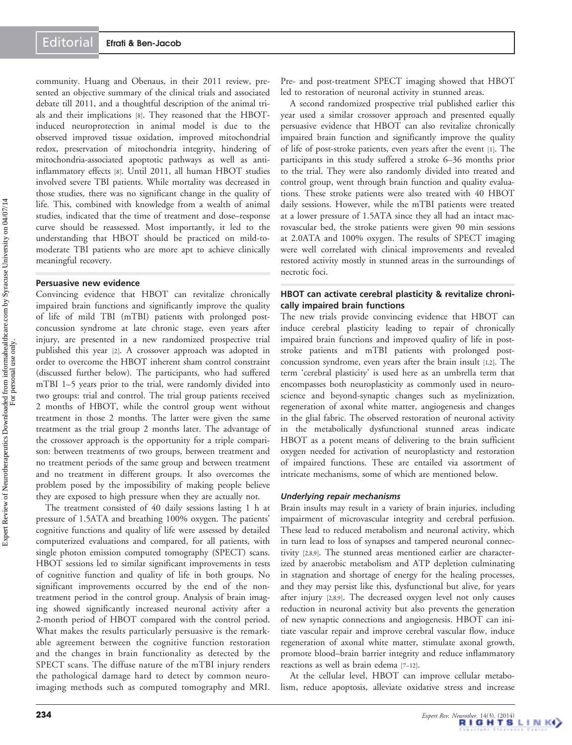community. Huang and Obenaus, in their 2011 review, presented an objective summary of the clinical trials and associated debate till 2011, and a thoughtful description of the animal trials and their implications [8]. They reasoned that the HBOT-induced neuroprotection in animal model is due to the observed improved tissue oxidation, improved mitochondrial redox, preservation of mitochondria integrity, hindering of mitochondria-associated apoptotic pathways as well as anti-inflammatory effects [8]. Until 2011, all human HBOT studies involved severe TBI patients. While mortality was decreased in those studies, there was no significant change in the quality of life. This, combined with knowledge from a wealth of animal studies, indicated that the time of treatment and dose–response curve should be reassessed. Most importantly, it led to the understanding that HBOT should be practiced on mild-to-moderate TBI patients who are more apt to achieve clinically meaningful recovery.

### Persuasive new evidence

Convincing evidence that HBOT can revitalize chronically impaired brain functions and significantly improve the quality of life of mild TBI (mTBI) patients with prolonged post-concussion syndrome at late chronic stage, even years after injury, are presented in a new randomized prospective trial published this year [2]. A crossover approach was adopted in order to overcome the HBOT inherent sham control constraint (discussed further below). The participants, who had suffered mTBI 1–5 years prior to the trial, were randomly divided into two groups: trial and control. The trial group patients received 2 months of HBOT, while the control group went without treatment in those 2 months. The latter were given the same treatment as the trial group 2 months later. The advantage of the crossover approach is the opportunity for a triple comparison: between treatments of two groups, between treatment and no treatment periods of the same group and between treatment and no treatment in different groups. It also overcomes the problem posed by the impossibility of making people believe they are exposed to high pressure when they are actually not.

The treatment consisted of 40 daily sessions lasting 1 h at pressure of 1.5ATA and breathing 100% oxygen. The patients' cognitive functions and quality of life were assessed by detailed computerized evaluations and compared, for all patients, with single photon emission computed tomography (SPECT) scans. HBOT sessions led to similar significant improvements in tests of cognitive function and quality of life in both groups. No significant improvements occurred by the end of the non-treatment period in the control group. Analysis of brain imaging showed significantly increased neuronal activity after a 2-month period of HBOT compared with the control period. What makes the results particularly persuasive is the remarkable agreement between the cognitive function restoration and the changes in brain functionality as detected by the SPECT scans. The diffuse nature of the mTBI injury renders the pathological damage hard to detect by common neuro-imaging methods such as computed tomography and MRI. Pre- and post-treatment SPECT imaging showed that HBOT led to restoration of neuronal activity in stunned areas.

A second randomized prospective trial published earlier this year used a similar crossover approach and presented equally persuasive evidence that HBOT can also revitalize chronically impaired brain function and significantly improve the quality of life of post-stroke patients, even years after the event [1]. The participants in this study suffered a stroke 6–36 months prior to the trial. They were also randomly divided into treated and control group, went through brain function and quality evaluations. These stroke patients were also treated with 40 HBOT daily sessions. However, while the mTBI patients were treated at a lower pressure of 1.5ATA since they all had an intact macrovascular bed, the stroke patients were given 90 min sessions at 2.0ATA and 100% oxygen. The results of SPECT imaging were well correlated with clinical improvements and revealed restored activity mostly in stunned areas in the surroundings of necrotic foci.

### HBOT can activate cerebral plasticity & revitalize chronically impaired brain functions

The new trials provide convincing evidence that HBOT can induce cerebral plasticity leading to repair of chronically impaired brain functions and improved quality of life in post-stroke patients and mTBI patients with prolonged post-concussion syndrome, even years after the brain insult [1,2]. The term 'cerebral plasticity' is used here as an umbrella term that encompasses both neuroplasticity as commonly used in neuroscience and beyond-synaptic changes such as myelinization, regeneration of axonal white matter, angiogenesis and changes in the glial fabric. The observed restoration of neuronal activity in the metabolically dysfunctional stunned areas indicate HBOT as a potent means of delivering to the brain sufficient oxygen needed for activation of neuroplasticty and restoration of impaired functions. These are entailed via assortment of intricate mechanisms, some of which are mentioned below.

#### *Underlying repair mechanisms*

Brain insults may result in a variety of brain injuries, including impairment of microvascular integrity and cerebral perfusion. These lead to reduced metabolism and neuronal activity, which in turn lead to loss of synapses and tampered neuronal connectivity [2,8,9]. The stunned areas mentioned earlier are characterized by anaerobic metabolism and ATP depletion culminating in stagnation and shortage of energy for the healing processes, and they may persist like this, dysfunctional but alive, for years after injury [2,8,9]. The decreased oxygen level not only causes reduction in neuronal activity but also prevents the generation of new synaptic connections and angiogenesis. HBOT can initiate vascular repair and improve cerebral vascular flow, induce regeneration of axonal white matter, stimulate axonal growth, promote blood–brain barrier integrity and reduce inflammatory reactions as well as brain edema [7–12].

At the cellular level, HBOT can improve cellular metabolism, reduce apoptosis, alleviate oxidative stress and increase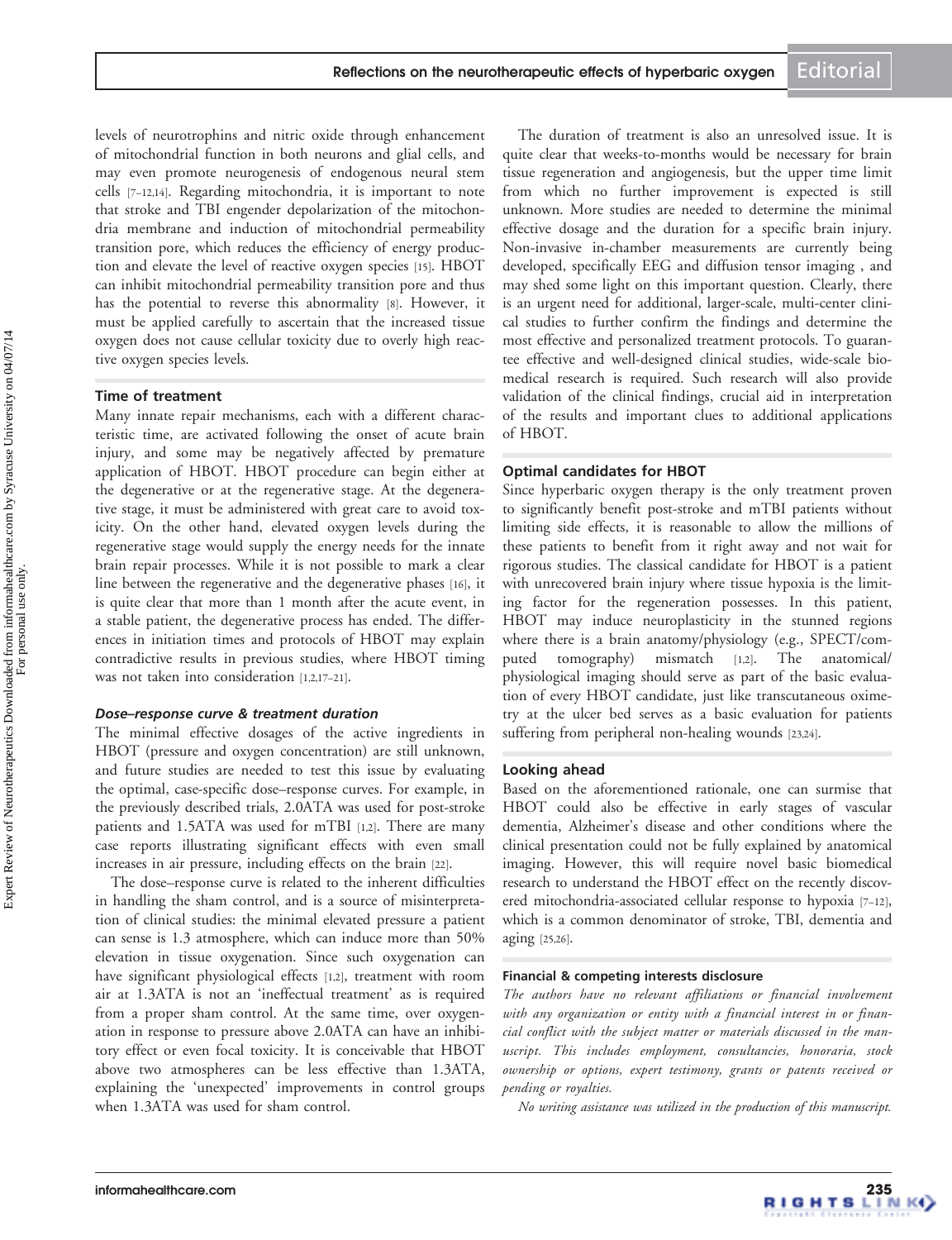levels of neurotrophins and nitric oxide through enhancement of mitochondrial function in both neurons and glial cells, and may even promote neurogenesis of endogenous neural stem cells [7–12,14]. Regarding mitochondria, it is important to note that stroke and TBI engender depolarization of the mitochondria membrane and induction of mitochondrial permeability transition pore, which reduces the efficiency of energy production and elevate the level of reactive oxygen species [15]. HBOT can inhibit mitochondrial permeability transition pore and thus has the potential to reverse this abnormality [8]. However, it must be applied carefully to ascertain that the increased tissue oxygen does not cause cellular toxicity due to overly high reactive oxygen species levels.

## Time of treatment

Many innate repair mechanisms, each with a different characteristic time, are activated following the onset of acute brain injury, and some may be negatively affected by premature application of HBOT. HBOT procedure can begin either at the degenerative or at the regenerative stage. At the degenerative stage, it must be administered with great care to avoid toxicity. On the other hand, elevated oxygen levels during the regenerative stage would supply the energy needs for the innate brain repair processes. While it is not possible to mark a clear line between the regenerative and the degenerative phases [16], it is quite clear that more than 1 month after the acute event, in a stable patient, the degenerative process has ended. The differences in initiation times and protocols of HBOT may explain contradictive results in previous studies, where HBOT timing was not taken into consideration [1,2,17–21].

### *Dose–response curve & treatment duration*

The minimal effective dosages of the active ingredients in HBOT (pressure and oxygen concentration) are still unknown, and future studies are needed to test this issue by evaluating the optimal, case-specific dose–response curves. For example, in the previously described trials, 2.0ATA was used for post-stroke patients and 1.5ATA was used for mTBI [1,2]. There are many case reports illustrating significant effects with even small increases in air pressure, including effects on the brain [22].

The dose–response curve is related to the inherent difficulties in handling the sham control, and is a source of misinterpretation of clinical studies: the minimal elevated pressure a patient can sense is 1.3 atmosphere, which can induce more than 50% elevation in tissue oxygenation. Since such oxygenation can have significant physiological effects [1,2], treatment with room air at 1.3ATA is not an 'ineffectual treatment' as is required from a proper sham control. At the same time, over oxygenation in response to pressure above 2.0ATA can have an inhibitory effect or even focal toxicity. It is conceivable that HBOT above two atmospheres can be less effective than 1.3ATA, explaining the 'unexpected' improvements in control groups when 1.3ATA was used for sham control.

The duration of treatment is also an unresolved issue. It is quite clear that weeks-to-months would be necessary for brain tissue regeneration and angiogenesis, but the upper time limit from which no further improvement is expected is still unknown. More studies are needed to determine the minimal effective dosage and the duration for a specific brain injury. Non-invasive in-chamber measurements are currently being developed, specifically EEG and diffusion tensor imaging , and may shed some light on this important question. Clearly, there is an urgent need for additional, larger-scale, multi-center clinical studies to further confirm the findings and determine the most effective and personalized treatment protocols. To guarantee effective and well-designed clinical studies, wide-scale biomedical research is required. Such research will also provide validation of the clinical findings, crucial aid in interpretation of the results and important clues to additional applications of HBOT.

## Optimal candidates for HBOT

Since hyperbaric oxygen therapy is the only treatment proven to significantly benefit post-stroke and mTBI patients without limiting side effects, it is reasonable to allow the millions of these patients to benefit from it right away and not wait for rigorous studies. The classical candidate for HBOT is a patient with unrecovered brain injury where tissue hypoxia is the limiting factor for the regeneration possesses. In this patient, HBOT may induce neuroplasticity in the stunned regions where there is a brain anatomy/physiology (e.g., SPECT/computed tomography) mismatch [1,2]. The anatomical/physiological imaging should serve as part of the basic evaluation of every HBOT candidate, just like transcutaneous oximetry at the ulcer bed serves as a basic evaluation for patients suffering from peripheral non-healing wounds [23,24].

## Looking ahead

Based on the aforementioned rationale, one can surmise that HBOT could also be effective in early stages of vascular dementia, Alzheimer's disease and other conditions where the clinical presentation could not be fully explained by anatomical imaging. However, this will require novel basic biomedical research to understand the HBOT effect on the recently discovered mitochondria-associated cellular response to hypoxia [7–12], which is a common denominator of stroke, TBI, dementia and aging [25,26].

### Financial & competing interests disclosure

*The authors have no relevant affiliations or financial involvement with any organization or entity with a financial interest in or financial conflict with the subject matter or materials discussed in the manuscript. This includes employment, consultancies, honoraria, stock ownership or options, expert testimony, grants or patents received or pending or royalties.*

*No writing assistance was utilized in the production of this manuscript.*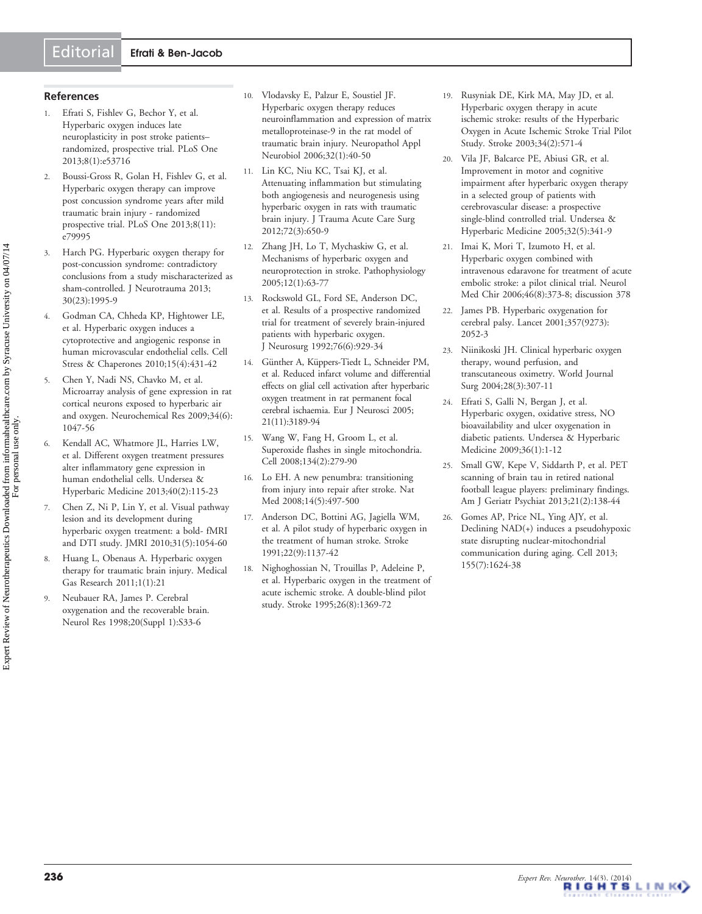## References

1. Efrati S, Fishlev G, Bechor Y, et al. Hyperbaric oxygen induces late neuroplasticity in post stroke patients–randomized, prospective trial. PLoS One 2013;8(1):e53716
2. Boussi-Gross R, Golan H, Fishlev G, et al. Hyperbaric oxygen therapy can improve post concussion syndrome years after mild traumatic brain injury - randomized prospective trial. PLoS One 2013;8(11): e79995
3. Harch PG. Hyperbaric oxygen therapy for post-concussion syndrome: contradictory conclusions from a study mischaracterized as sham-controlled. J Neurotrauma 2013; 30(23):1995-9
4. Godman CA, Chheda KP, Hightower LE, et al. Hyperbaric oxygen induces a cytoprotective and angiogenic response in human microvascular endothelial cells. Cell Stress & Chaperones 2010;15(4):431-42
5. Chen Y, Nadi NS, Chavko M, et al. Microarray analysis of gene expression in rat cortical neurons exposed to hyperbaric air and oxygen. Neurochemical Res 2009;34(6): 1047-56
6. Kendall AC, Whatmore JL, Harries LW, et al. Different oxygen treatment pressures alter inflammatory gene expression in human endothelial cells. Undersea & Hyperbaric Medicine 2013;40(2):115-23
7. Chen Z, Ni P, Lin Y, et al. Visual pathway lesion and its development during hyperbaric oxygen treatment: a bold- fMRI and DTI study. JMRI 2010;31(5):1054-60
8. Huang L, Obenaus A. Hyperbaric oxygen therapy for traumatic brain injury. Medical Gas Research 2011;1(1):21
9. Neubauer RA, James P. Cerebral oxygenation and the recoverable brain. Neurol Res 1998;20(Suppl 1):S33-6
10. Vlodavsky E, Palzur E, Soustiel JF. Hyperbaric oxygen therapy reduces neuroinflammation and expression of matrix metalloproteinase-9 in the rat model of traumatic brain injury. Neuropathol Appl Neurobiol 2006;32(1):40-50
11. Lin KC, Niu KC, Tsai KJ, et al. Attenuating inflammation but stimulating both angiogenesis and neurogenesis using hyperbaric oxygen in rats with traumatic brain injury. J Trauma Acute Care Surg 2012;72(3):650-9
12. Zhang JH, Lo T, Mychaskiw G, et al. Mechanisms of hyperbaric oxygen and neuroprotection in stroke. Pathophysiology 2005;12(1):63-77
13. Rockswold GL, Ford SE, Anderson DC, et al. Results of a prospective randomized trial for treatment of severely brain-injured patients with hyperbaric oxygen. J Neurosurg 1992;76(6):929-34
14. Günther A, Küppers-Tiedt L, Schneider PM, et al. Reduced infarct volume and differential effects on glial cell activation after hyperbaric oxygen treatment in rat permanent focal cerebral ischaemia. Eur J Neurosci 2005; 21(11):3189-94
15. Wang W, Fang H, Groom L, et al. Superoxide flashes in single mitochondria. Cell 2008;134(2):279-90
16. Lo EH. A new penumbra: transitioning from injury into repair after stroke. Nat Med 2008;14(5):497-500
17. Anderson DC, Bottini AG, Jagiella WM, et al. A pilot study of hyperbaric oxygen in the treatment of human stroke. Stroke 1991;22(9):1137-42
18. Nighoghossian N, Trouillas P, Adeleine P, et al. Hyperbaric oxygen in the treatment of acute ischemic stroke. A double-blind pilot study. Stroke 1995;26(8):1369-72
19. Rusyniak DE, Kirk MA, May JD, et al. Hyperbaric oxygen therapy in acute ischemic stroke: results of the Hyperbaric Oxygen in Acute Ischemic Stroke Trial Pilot Study. Stroke 2003;34(2):571-4
20. Vila JF, Balcarce PE, Abiusi GR, et al. Improvement in motor and cognitive impairment after hyperbaric oxygen therapy in a selected group of patients with cerebrovascular disease: a prospective single-blind controlled trial. Undersea & Hyperbaric Medicine 2005;32(5):341-9
21. Imai K, Mori T, Izumoto H, et al. Hyperbaric oxygen combined with intravenous edaravone for treatment of acute embolic stroke: a pilot clinical trial. Neurol Med Chir 2006;46(8):373-8; discussion 378
22. James PB. Hyperbaric oxygenation for cerebral palsy. Lancet 2001;357(9273): 2052-3
23. Niinikoski JH. Clinical hyperbaric oxygen therapy, wound perfusion, and transcutaneous oximetry. World Journal Surg 2004;28(3):307-11
24. Efrati S, Galli N, Bergan J, et al. Hyperbaric oxygen, oxidative stress, NO bioavailability and ulcer oxygenation in diabetic patients. Undersea & Hyperbaric Medicine 2009;36(1):1-12
25. Small GW, Kepe V, Siddarth P, et al. PET scanning of brain tau in retired national football league players: preliminary findings. Am J Geriatr Psychiat 2013;21(2):138-44
26. Gomes AP, Price NL, Ying AJY, et al. Declining NAD(+) induces a pseudohypoxic state disrupting nuclear-mitochondrial communication during aging. Cell 2013; 155(7):1624-38